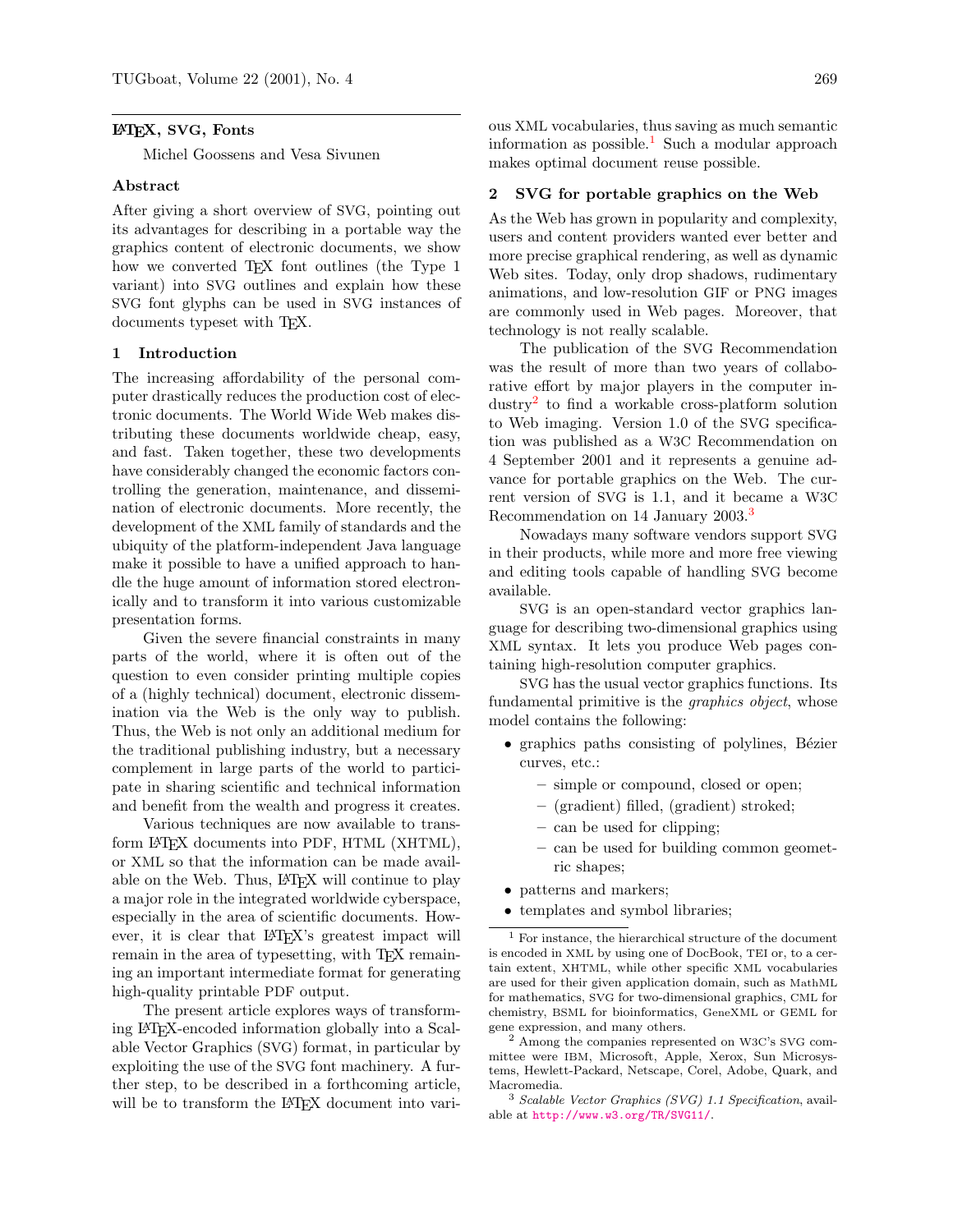# LaTeX, SVG, Fonts

Michel Goossens and Vesa Sivunen

### Abstract

After giving a short overview of SVG, pointing out its advantages for describing in a portable way the graphics content of electronic documents, we show how we converted TeX font outlines (the Type 1 variant) into SVG outlines and explain how these SVG font glyphs can be used in SVG instances of documents typeset with TeX.

## 1 Introduction

The increasing affordability of the personal computer drastically reduces the production cost of electronic documents. The World Wide Web makes distributing these documents worldwide cheap, easy, and fast. Taken together, these two developments have considerably changed the economic factors controlling the generation, maintenance, and dissemination of electronic documents. More recently, the development of the XML family of standards and the ubiquity of the platform-independent Java language make it possible to have a unified approach to handle the huge amount of information stored electronically and to transform it into various customizable presentation forms.

Given the severe financial constraints in many parts of the world, where it is often out of the question to even consider printing multiple copies of a (highly technical) document, electronic dissemination via the Web is the only way to publish. Thus, the Web is not only an additional medium for the traditional publishing industry, but a necessary complement in large parts of the world to participate in sharing scientific and technical information and benefit from the wealth and progress it creates.

Various techniques are now available to transform LaTeX documents into PDF, HTML (XHTML), or XML so that the information can be made available on the Web. Thus, LaTeX will continue to play a major role in the integrated worldwide cyberspace, especially in the area of scientific documents. However, it is clear that LaTeX's greatest impact will remain in the area of typesetting, with TeX remaining an important intermediate format for generating high-quality printable PDF output.

The present article explores ways of transforming LaTeX-encoded information globally into a Scalable Vector Graphics (SVG) format, in particular by exploiting the use of the SVG font machinery. A further step, to be described in a forthcoming article, will be to transform the LaTeX document into various XML vocabularies, thus saving as much semantic information as possible.[1] Such a modular approach makes optimal document reuse possible.

## 2 SVG for portable graphics on the Web

As the Web has grown in popularity and complexity, users and content providers wanted ever better and more precise graphical rendering, as well as dynamic Web sites. Today, only drop shadows, rudimentary animations, and low-resolution GIF or PNG images are commonly used in Web pages. Moreover, that technology is not really scalable.

The publication of the SVG Recommendation was the result of more than two years of collaborative effort by major players in the computer industry[2] to find a workable cross-platform solution to Web imaging. Version 1.0 of the SVG specification was published as a W3C Recommendation on 4 September 2001 and it represents a genuine advance for portable graphics on the Web. The current version of SVG is 1.1, and it became a W3C Recommendation on 14 January 2003.[3]

Nowadays many software vendors support SVG in their products, while more and more free viewing and editing tools capable of handling SVG become available.

SVG is an open-standard vector graphics language for describing two-dimensional graphics using XML syntax. It lets you produce Web pages containing high-resolution computer graphics.

SVG has the usual vector graphics functions. Its fundamental primitive is the *graphics object*, whose model contains the following:

- graphics paths consisting of polylines, Bézier curves, etc.:
  - simple or compound, closed or open;
  - (gradient) filled, (gradient) stroked;
  - can be used for clipping;
  - can be used for building common geometric shapes;
- patterns and markers;
- templates and symbol libraries;

[1] For instance, the hierarchical structure of the document is encoded in XML by using one of DocBook, TEI or, to a certain extent, XHTML, while other specific XML vocabularies are used for their given application domain, such as MathML for mathematics, SVG for two-dimensional graphics, CML for chemistry, BSML for bioinformatics, GeneXML or GEML for gene expression, and many others.

[2] Among the companies represented on W3C's SVG committee were IBM, Microsoft, Apple, Xerox, Sun Microsystems, Hewlett-Packard, Netscape, Corel, Adobe, Quark, and Macromedia.

[3] *Scalable Vector Graphics (SVG) 1.1 Specification*, available at http://www.w3.org/TR/SVG11/.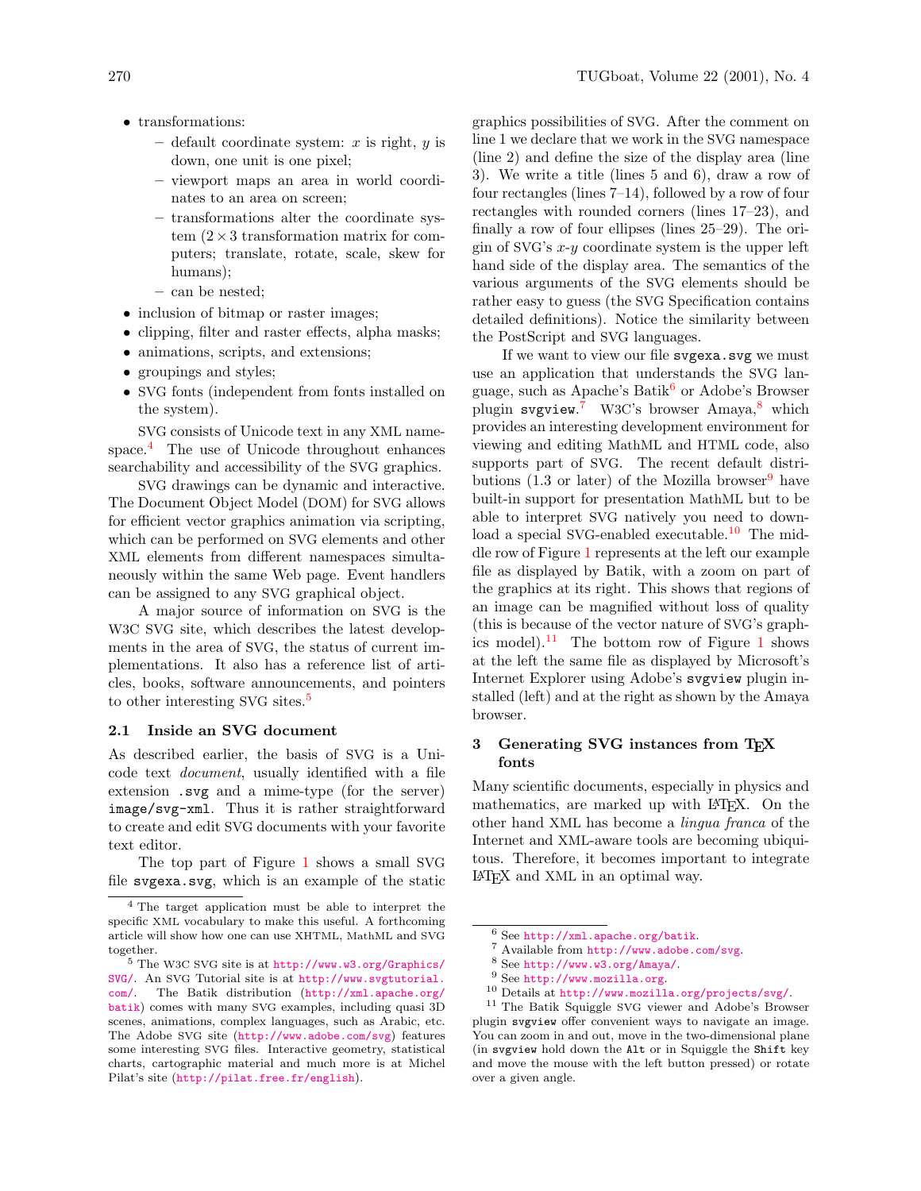- transformations:
  - default coordinate system: $x$ is right, $y$ is down, one unit is one pixel;
  - viewport maps an area in world coordinates to an area on screen;
  - transformations alter the coordinate system ($2 \times 3$ transformation matrix for computers; translate, rotate, scale, skew for humans);
  - can be nested;
- inclusion of bitmap or raster images;
- clipping, filter and raster effects, alpha masks;
- animations, scripts, and extensions;
- groupings and styles;
- SVG fonts (independent from fonts installed on the system).

SVG consists of Unicode text in any XML namespace.[4] The use of Unicode throughout enhances searchability and accessibility of the SVG graphics.

SVG drawings can be dynamic and interactive. The Document Object Model (DOM) for SVG allows for efficient vector graphics animation via scripting, which can be performed on SVG elements and other XML elements from different namespaces simultaneously within the same Web page. Event handlers can be assigned to any SVG graphical object.

A major source of information on SVG is the W3C SVG site, which describes the latest developments in the area of SVG, the status of current implementations. It also has a reference list of articles, books, software announcements, and pointers to other interesting SVG sites.[5]

### 2.1 Inside an SVG document

As described earlier, the basis of SVG is a Unicode text *document*, usually identified with a file extension `.svg` and a mime-type (for the server) `image/svg-xml`. Thus it is rather straightforward to create and edit SVG documents with your favorite text editor.

The top part of Figure 1 shows a small SVG file `svgexa.svg`, which is an example of the static graphics possibilities of SVG. After the comment on line 1 we declare that we work in the SVG namespace (line 2) and define the size of the display area (line 3). We write a title (lines 5 and 6), draw a row of four rectangles (lines 7–14), followed by a row of four rectangles with rounded corners (lines 17–23), and finally a row of four ellipses (lines 25–29). The origin of SVG's $x$-$y$ coordinate system is the upper left hand side of the display area. The semantics of the various arguments of the SVG elements should be rather easy to guess (the SVG Specification contains detailed definitions). Notice the similarity between the PostScript and SVG languages.

If we want to view our file `svgexa.svg` we must use an application that understands the SVG language, such as Apache's Batik[6] or Adobe's Browser plugin `svgview`.[7] W3C's browser Amaya,[8] which provides an interesting development environment for viewing and editing MathML and HTML code, also supports part of SVG. The recent default distributions (1.3 or later) of the Mozilla browser[9] have built-in support for presentation MathML but to be able to interpret SVG natively you need to download a special SVG-enabled executable.[10] The middle row of Figure 1 represents at the left our example file as displayed by Batik, with a zoom on part of the graphics at its right. This shows that regions of an image can be magnified without loss of quality (this is because of the vector nature of SVG's graphics model).[11] The bottom row of Figure 1 shows at the left the same file as displayed by Microsoft's Internet Explorer using Adobe's `svgview` plugin installed (left) and at the right as shown by the Amaya browser.

## 3 Generating SVG instances from TeX fonts

Many scientific documents, especially in physics and mathematics, are marked up with LaTeX. On the other hand XML has become a *lingua franca* of the Internet and XML-aware tools are becoming ubiquitous. Therefore, it becomes important to integrate LaTeX and XML in an optimal way.

---

[4] The target application must be able to interpret the specific XML vocabulary to make this useful. A forthcoming article will show how one can use XHTML, MathML and SVG together.

[5] The W3C SVG site is at http://www.w3.org/Graphics/SVG/. An SVG Tutorial site is at http://www.svgtutorial.com/. The Batik distribution (http://xml.apache.org/batik) comes with many SVG examples, including quasi 3D scenes, animations, complex languages, such as Arabic, etc. The Adobe SVG site (http://www.adobe.com/svg) features some interesting SVG files. Interactive geometry, statistical charts, cartographic material and much more is at Michel Pilat's site (http://pilat.free.fr/english).

[6] See http://xml.apache.org/batik.

[7] Available from http://www.adobe.com/svg.

[8] See http://www.w3.org/Amaya/.

[9] See http://www.mozilla.org.

[10] Details at http://www.mozilla.org/projects/svg/.

[11] The Batik Squiggle SVG viewer and Adobe's Browser plugin `svgview` offer convenient ways to navigate an image. You can zoom in and out, move in the two-dimensional plane (in `svgview` hold down the `Alt` or in Squiggle the `Shift` key and move the mouse with the left button pressed) or rotate over a given angle.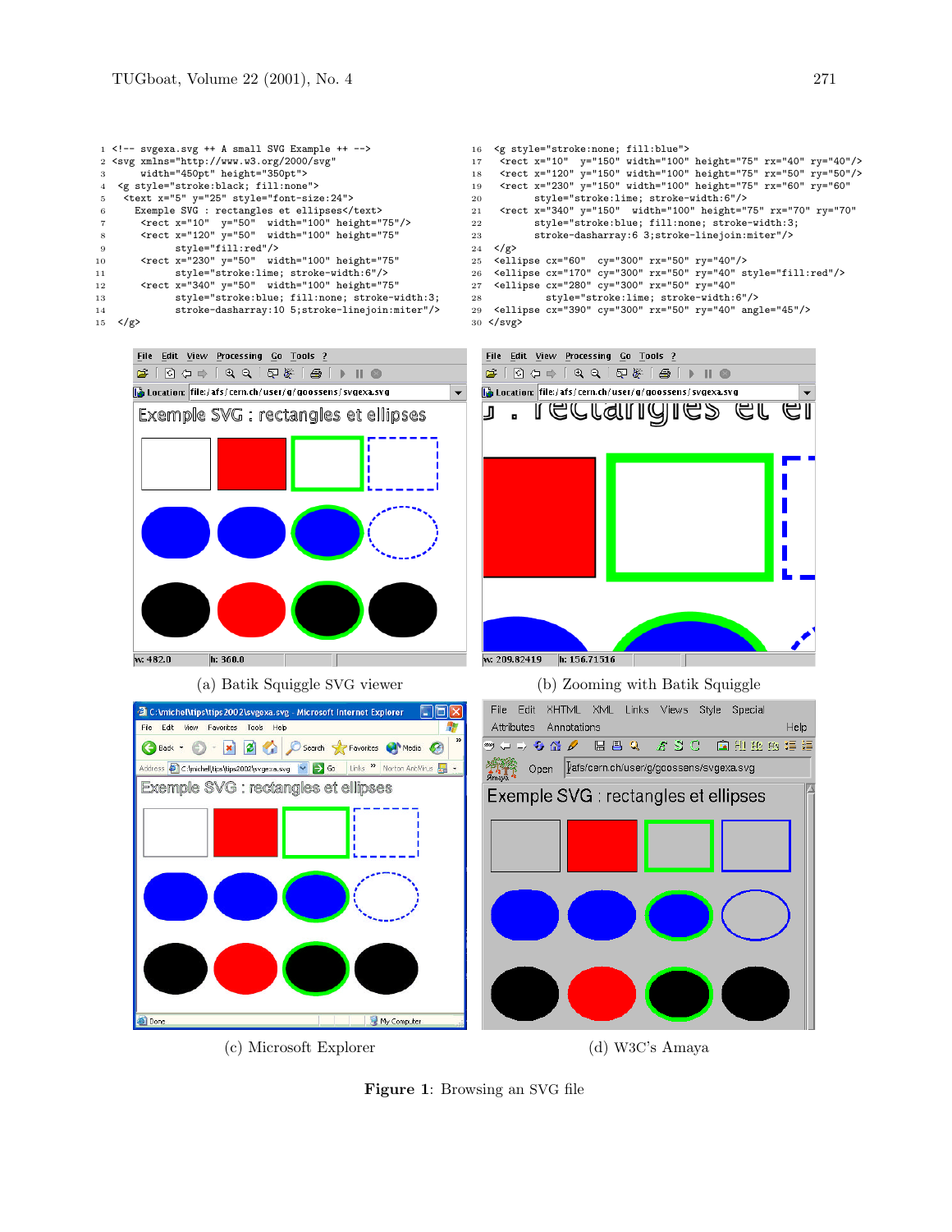```
1  <!-- svgexa.svg ++ A small SVG Example ++ -->
2  <svg xmlns="http://www.w3.org/2000/svg"
3       width="450pt" height="350pt">
4   <g style="stroke:black; fill:none">
5    <text x="5" y="25" style="font-size:24">
6      Exemple SVG : rectangles et ellipses</text>
7      <rect x="10"  y="50"  width="100" height="75"/>
8      <rect x="120" y="50"  width="100" height="75"
9            style="fill:red"/>
10     <rect x="230" y="50"  width="100" height="75"
11           style="stroke:lime; stroke-width:6"/>
12     <rect x="340" y="50"  width="100" height="75"
13           style="stroke:blue; fill:none; stroke-width:3;
14           stroke-dasharray:10 5;stroke-linejoin:miter"/>
15  </g>
16  <g style="stroke:none; fill:blue">
17   <rect x="10"  y="150" width="100" height="75" rx="40" ry="40"/>
18   <rect x="120" y="150" width="100" height="75" rx="50" ry="50"/>
19   <rect x="230" y="150" width="100" height="75" rx="60" ry="60"
20         style="stroke:lime; stroke-width:6"/>
21   <rect x="340" y="150"  width="100" height="75" rx="70" ry="70"
22         style="stroke:blue; fill:none; stroke-width:3;
23         stroke-dasharray:6 3;stroke-linejoin:miter"/>
24  </g>
25  <ellipse cx="60"  cy="300" rx="50" ry="40"/>
26  <ellipse cx="170" cy="300" rx="50" ry="40" style="fill:red"/>
27  <ellipse cx="280" cy="300" rx="50" ry="40"
28           style="stroke:lime; stroke-width:6"/>
29  <ellipse cx="390" cy="300" rx="50" ry="40" angle="45"/>
30 </svg>
```

(a) Batik Squiggle SVG viewer

(b) Zooming with Batik Squiggle

(c) Microsoft Explorer

(d) W3C's Amaya

**Figure 1**: Browsing an SVG file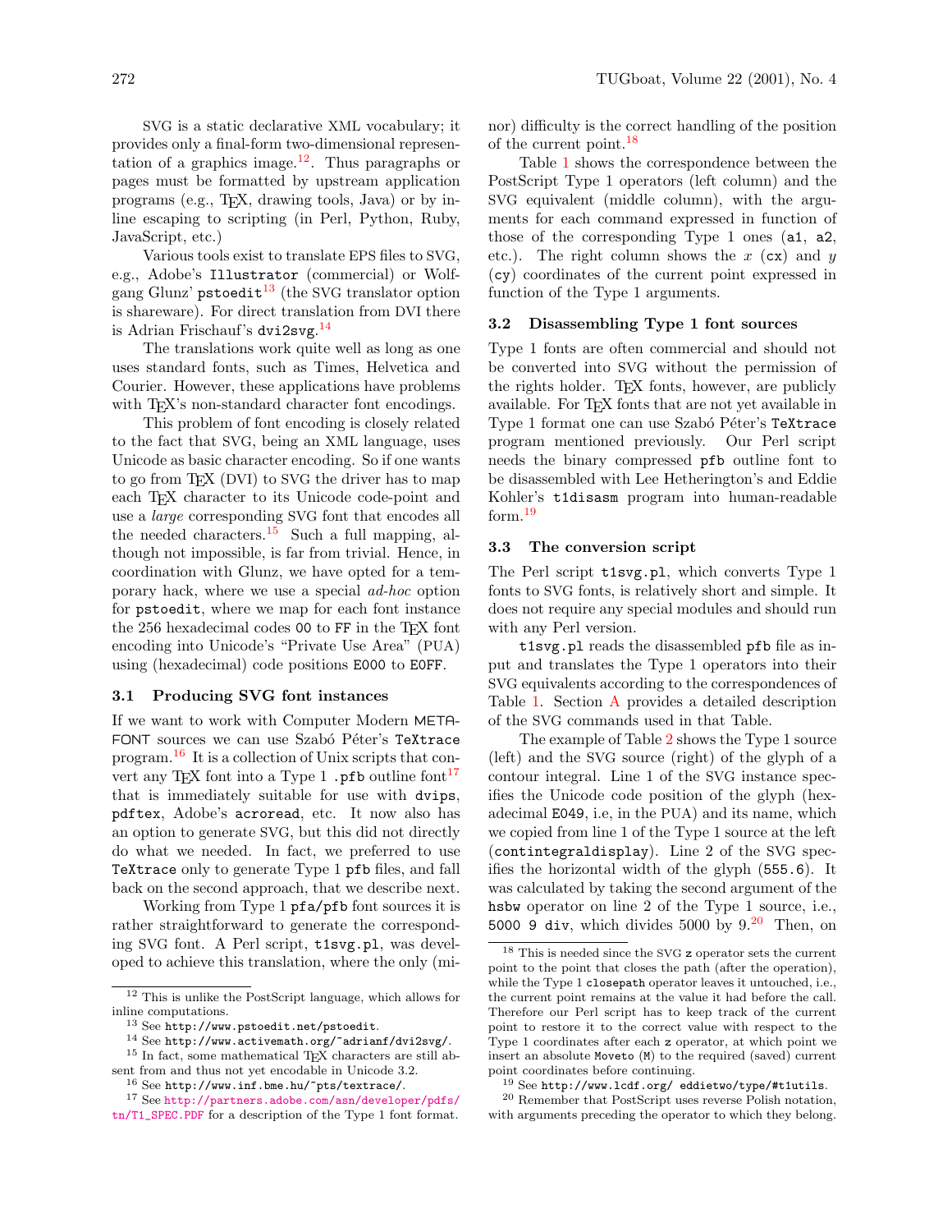SVG is a static declarative XML vocabulary; it provides only a final-form two-dimensional representation of a graphics image.[12]. Thus paragraphs or pages must be formatted by upstream application programs (e.g., TeX, drawing tools, Java) or by inline escaping to scripting (in Perl, Python, Ruby, JavaScript, etc.)

Various tools exist to translate EPS files to SVG, e.g., Adobe's `Illustrator` (commercial) or Wolfgang Glunz' `pstoedit`[13] (the SVG translator option is shareware). For direct translation from DVI there is Adrian Frischauf's `dvi2svg`.[14]

The translations work quite well as long as one uses standard fonts, such as Times, Helvetica and Courier. However, these applications have problems with TeX's non-standard character font encodings.

This problem of font encoding is closely related to the fact that SVG, being an XML language, uses Unicode as basic character encoding. So if one wants to go from TeX (DVI) to SVG the driver has to map each TeX character to its Unicode code-point and use a *large* corresponding SVG font that encodes all the needed characters.[15] Such a full mapping, although not impossible, is far from trivial. Hence, in coordination with Glunz, we have opted for a temporary hack, where we use a special *ad-hoc* option for `pstoedit`, where we map for each font instance the 256 hexadecimal codes `00` to `FF` in the TeX font encoding into Unicode's "Private Use Area" (PUA) using (hexadecimal) code positions `E000` to `E0FF`.

### 3.1 Producing SVG font instances

If we want to work with Computer Modern METAFONT sources we can use Szabó Péter's `TeXtrace` program.[16] It is a collection of Unix scripts that convert any TeX font into a Type 1 `.pfb` outline font[17] that is immediately suitable for use with `dvips`, `pdftex`, Adobe's `acroread`, etc. It now also has an option to generate SVG, but this did not directly do what we needed. In fact, we preferred to use `TeXtrace` only to generate Type 1 `pfb` files, and fall back on the second approach, that we describe next.

Working from Type 1 `pfa/pfb` font sources it is rather straightforward to generate the corresponding SVG font. A Perl script, `t1svg.pl`, was developed to achieve this translation, where the only (minor) difficulty is the correct handling of the position of the current point.[18]

Table 1 shows the correspondence between the PostScript Type 1 operators (left column) and the SVG equivalent (middle column), with the arguments for each command expressed in function of those of the corresponding Type 1 ones (`a1`, `a2`, etc.). The right column shows the $x$ (`cx`) and $y$ (`cy`) coordinates of the current point expressed in function of the Type 1 arguments.

### 3.2 Disassembling Type 1 font sources

Type 1 fonts are often commercial and should not be converted into SVG without the permission of the rights holder. TeX fonts, however, are publicly available. For TeX fonts that are not yet available in Type 1 format one can use Szabó Péter's `TeXtrace` program mentioned previously. Our Perl script needs the binary compressed `pfb` outline font to be disassembled with Lee Hetherington's and Eddie Kohler's `t1disasm` program into human-readable form.[19]

### 3.3 The conversion script

The Perl script `t1svg.pl`, which converts Type 1 fonts to SVG fonts, is relatively short and simple. It does not require any special modules and should run with any Perl version.

`t1svg.pl` reads the disassembled `pfb` file as input and translates the Type 1 operators into their SVG equivalents according to the correspondences of Table 1. Section A provides a detailed description of the SVG commands used in that Table.

The example of Table 2 shows the Type 1 source (left) and the SVG source (right) of the glyph of a contour integral. Line 1 of the SVG instance specifies the Unicode code position of the glyph (hexadecimal `E049`, i.e, in the PUA) and its name, which we copied from line 1 of the Type 1 source at the left (`contintegraldisplay`). Line 2 of the SVG specifies the horizontal width of the glyph (`555.6`). It was calculated by taking the second argument of the `hsbw` operator on line 2 of the Type 1 source, i.e., `5000 9 div`, which divides 5000 by 9.[20] Then, on

---

[12] This is unlike the PostScript language, which allows for inline computations.

[13] See `http://www.pstoedit.net/pstoedit`.

[14] See `http://www.activemath.org/~adrianf/dvi2svg/`.

[15] In fact, some mathematical TeX characters are still absent from and thus not yet encodable in Unicode 3.2.

[16] See `http://www.inf.bme.hu/~pts/textrace/`.

[17] See `http://partners.adobe.com/asn/developer/pdfs/tn/T1_SPEC.PDF` for a description of the Type 1 font format.

[18] This is needed since the SVG `z` operator sets the current point to the point that closes the path (after the operation), while the Type 1 `closepath` operator leaves it untouched, i.e., the current point remains at the value it had before the call. Therefore our Perl script has to keep track of the current point to restore it to the correct value with respect to the Type 1 coordinates after each `z` operator, at which point we insert an absolute `Moveto` (`M`) to the required (saved) current point coordinates before continuing.

[19] See `http://www.lcdf.org/ eddietwo/type/#t1utils`.

[20] Remember that PostScript uses reverse Polish notation, with arguments preceding the operator to which they belong.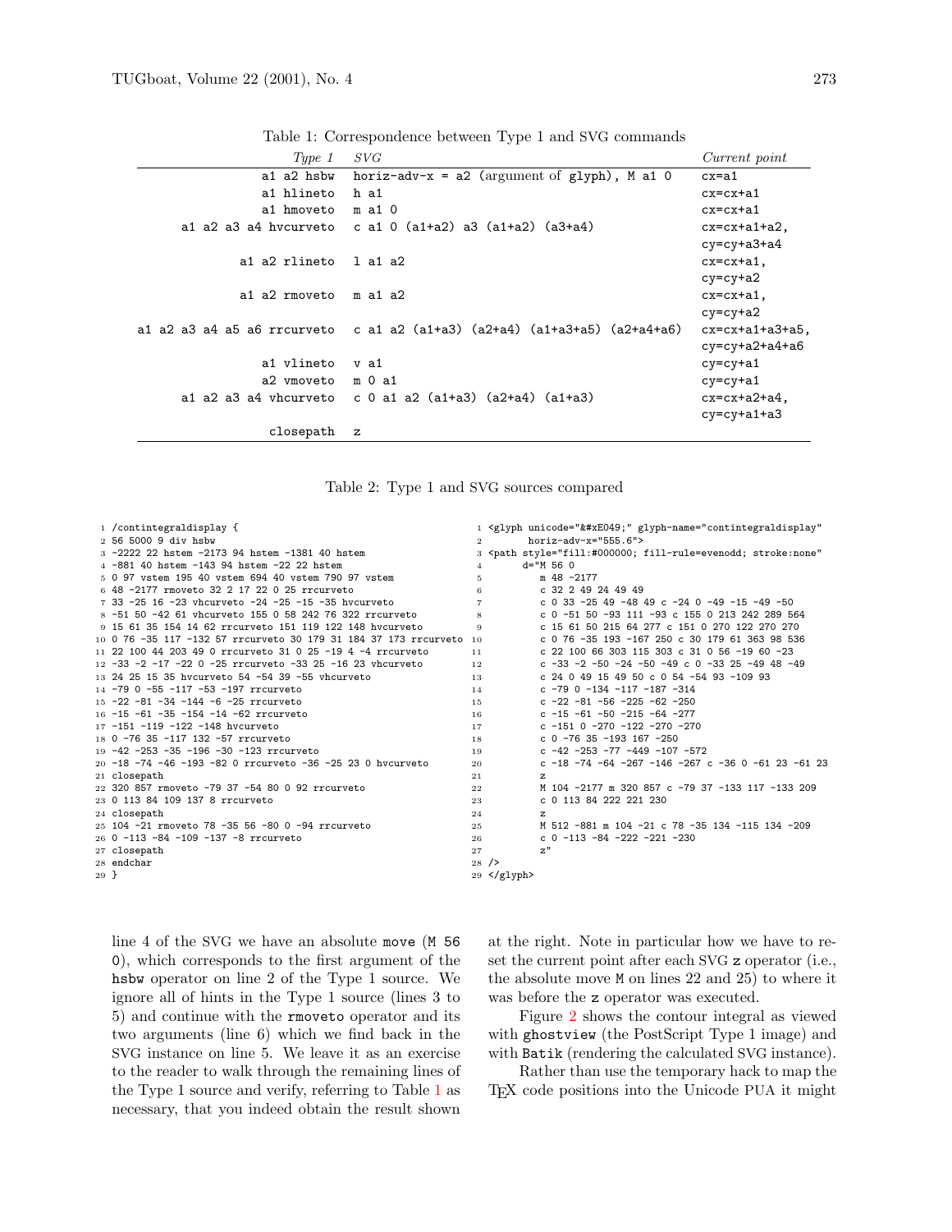Table 1: Correspondence between Type 1 and SVG commands

| *Type 1* | *SVG* | *Current point* |
|---|---|---|
| `a1 a2 hsbw` | `horiz-adv-x = a2` (argument of `glyph`), `M a1 0` | `cx=a1` |
| `a1 hlineto` | `h a1` | `cx=cx+a1` |
| `a1 hmoveto` | `m a1 0` | `cx=cx+a1` |
| `a1 a2 a3 a4 hvcurveto` | `c a1 0 (a1+a2) a3 (a1+a2) (a3+a4)` | `cx=cx+a1+a2, cy=cy+a3+a4` |
| `a1 a2 rlineto` | `l a1 a2` | `cx=cx+a1, cy=cy+a2` |
| `a1 a2 rmoveto` | `m a1 a2` | `cx=cx+a1, cy=cy+a2` |
| `a1 a2 a3 a4 a5 a6 rrcurveto` | `c a1 a2 (a1+a3) (a2+a4) (a1+a3+a5) (a2+a4+a6)` | `cx=cx+a1+a3+a5, cy=cy+a2+a4+a6` |
| `a1 vlineto` | `v a1` | `cy=cy+a1` |
| `a2 vmoveto` | `m 0 a1` | `cy=cy+a1` |
| `a1 a2 a3 a4 vhcurveto` | `c 0 a1 a2 (a1+a3) (a2+a4) (a1+a3)` | `cx=cx+a2+a4, cy=cy+a1+a3` |
| `closepath` | `z` | |

Table 2: Type 1 and SVG sources compared

```
 1 /contintegraldisplay {
 2 56 5000 9 div hsbw
 3 -2222 22 hstem -2173 94 hstem -1381 40 hstem
 4 -881 40 hstem -143 94 hstem -22 22 hstem
 5 0 97 vstem 195 40 vstem 694 40 vstem 790 97 vstem
 6 48 -2177 rmoveto 32 2 17 22 0 25 rrcurveto
 7 33 -25 16 -23 vhcurveto -24 -25 -15 -35 hvcurveto
 8 -51 50 -42 61 vhcurveto 155 0 58 242 76 322 rrcurveto
 9 15 61 35 154 14 62 rrcurveto 151 119 122 148 hvcurveto
10 0 76 -35 117 -132 57 rrcurveto 30 179 31 184 37 173 rrcurveto
11 22 100 44 203 49 0 rrcurveto 31 0 25 -19 4 -4 rrcurveto
12 -33 -2 -17 -22 0 -25 rrcurveto -33 25 -16 23 vhcurveto
13 24 25 15 35 hvcurveto 54 -54 39 -55 vhcurveto
14 -79 0 -55 -117 -53 -197 rrcurveto
15 -22 -81 -34 -144 -6 -25 rrcurveto
16 -15 -61 -35 -154 -14 -62 rrcurveto
17 -151 -119 -122 -148 hvcurveto
18 0 -76 35 -117 132 -57 rrcurveto
19 -42 -253 -35 -196 -30 -123 rrcurveto
20 -18 -74 -46 -193 -82 0 rrcurveto -36 -25 23 0 hvcurveto
21 closepath
22 320 857 rmoveto -79 37 -54 80 0 92 rrcurveto
23 0 113 84 109 137 8 rrcurveto
24 closepath
25 104 -21 rmoveto 78 -35 56 -80 0 -94 rrcurveto
26 0 -113 -84 -109 -137 -8 rrcurveto
27 closepath
28 endchar
29 }
```

```
 1 <glyph unicode="&#xE049;" glyph-name="contintegraldisplay"
 2       horiz-adv-x="555.6">
 3 <path style="fill:#000000; fill-rule=evenodd; stroke:none"
 4       d="M 56 0
 5          m 48 -2177
 6          c 32 2 49 24 49 49
 7          c 0 33 -25 49 -48 49 c -24 0 -49 -15 -49 -50
 8          c 0 -51 50 -93 111 -93 c 155 0 213 242 289 564
 9          c 15 61 50 215 64 277 c 151 0 270 122 270 270
10          c 0 76 -35 193 -167 250 c 30 179 61 363 98 536
11          c 22 100 66 303 115 303 c 31 0 56 -19 60 -23
12          c -33 -2 -50 -24 -50 -49 c 0 -33 25 -49 48 -49
13          c 24 0 49 15 49 50 c 0 54 -54 93 -109 93
14          c -79 0 -134 -117 -187 -314
15          c -22 -81 -56 -225 -62 -250
16          c -15 -61 -50 -215 -64 -277
17          c -151 0 -270 -122 -270 -270
18          c 0 -76 35 -193 167 -250
19          c -42 -253 -77 -449 -107 -572
20          c -18 -74 -64 -267 -146 -267 c -36 0 -61 23 -61 23
21          z
22          M 104 -2177 m 320 857 c -79 37 -133 117 -133 209
23          c 0 113 84 222 221 230
24          z
25          M 512 -881 m 104 -21 c 78 -35 134 -115 134 -209
26          c 0 -113 -84 -222 -221 -230
27          z"
28 />
29 </glyph>
```

line 4 of the SVG we have an absolute `move` (`M 56 0`), which corresponds to the first argument of the `hsbw` operator on line 2 of the Type 1 source. We ignore all of hints in the Type 1 source (lines 3 to 5) and continue with the `rmoveto` operator and its two arguments (line 6) which we find back in the SVG instance on line 5. We leave it as an exercise to the reader to walk through the remaining lines of the Type 1 source and verify, referring to Table 1 as necessary, that you indeed obtain the result shown at the right. Note in particular how we have to reset the current point after each SVG `z` operator (i.e., the absolute move `M` on lines 22 and 25) to where it was before the `z` operator was executed.

Figure 2 shows the contour integral as viewed with `ghostview` (the PostScript Type 1 image) and with `Batik` (rendering the calculated SVG instance).

Rather than use the temporary hack to map the TeX code positions into the Unicode PUA it might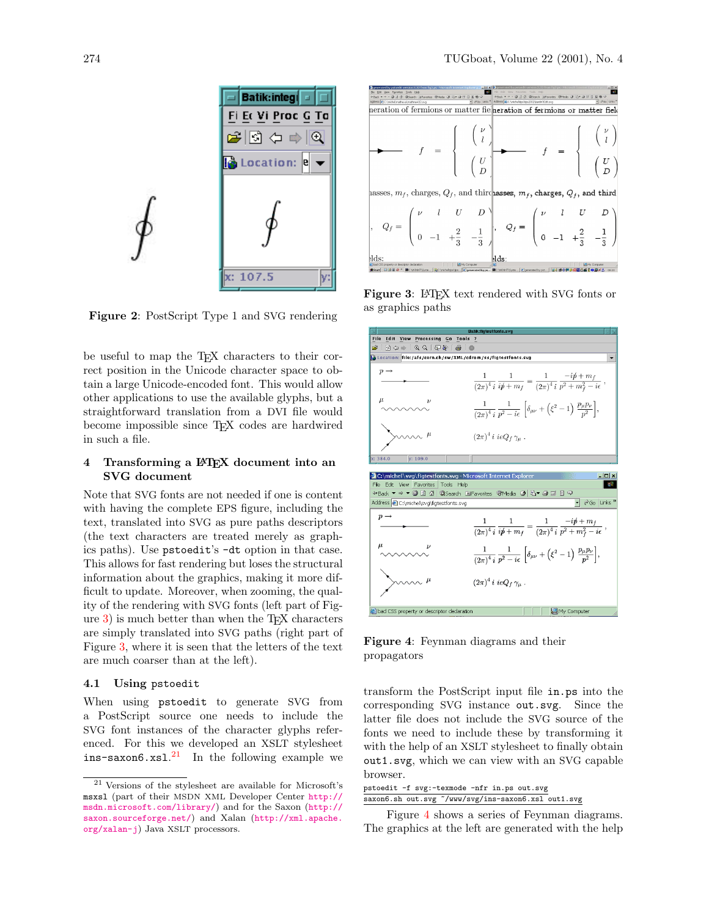**Figure 2**: PostScript Type 1 and SVG rendering

be useful to map the TeX characters to their correct position in the Unicode character space to obtain a large Unicode-encoded font. This would allow other applications to use the available glyphs, but a straightforward translation from a DVI file would become impossible since TeX codes are hardwired in such a file.

## 4 Transforming a LaTeX document into an SVG document

Note that SVG fonts are not needed if one is content with having the complete EPS figure, including the text, translated into SVG as pure paths descriptors (the text characters are treated merely as graphics paths). Use pstoedit's -dt option in that case. This allows for fast rendering but loses the structural information about the graphics, making it more difficult to update. Moreover, when zooming, the quality of the rendering with SVG fonts (left part of Figure 3) is much better than when the TeX characters are simply translated into SVG paths (right part of Figure 3, where it is seen that the letters of the text are much coarser than at the left).

### 4.1 Using pstoedit

When using pstoedit to generate SVG from a PostScript source one needs to include the SVG font instances of the character glyphs referenced. For this we developed an XSLT stylesheet ins-saxon6.xsl.[21] In the following example we

**Figure 3**: LaTeX text rendered with SVG fonts or as graphics paths

**Figure 4**: Feynman diagrams and their propagators

transform the PostScript input file in.ps into the corresponding SVG instance out.svg. Since the latter file does not include the SVG source of the fonts we need to include these by transforming it with the help of an XSLT stylesheet to finally obtain out1.svg, which we can view with an SVG capable browser.

```
pstoedit -f svg:-texmode -nfr in.ps out.svg
saxon6.sh out.svg ~/www/svg/ins-saxon6.xsl out1.svg
```

Figure 4 shows a series of Feynman diagrams. The graphics at the left are generated with the help

[21] Versions of the stylesheet are available for Microsoft's msxsl (part of their MSDN XML Developer Center http://msdn.microsoft.com/library/) and for the Saxon (http://saxon.sourceforge.net/) and Xalan (http://xml.apache.org/xalan-j) Java XSLT processors.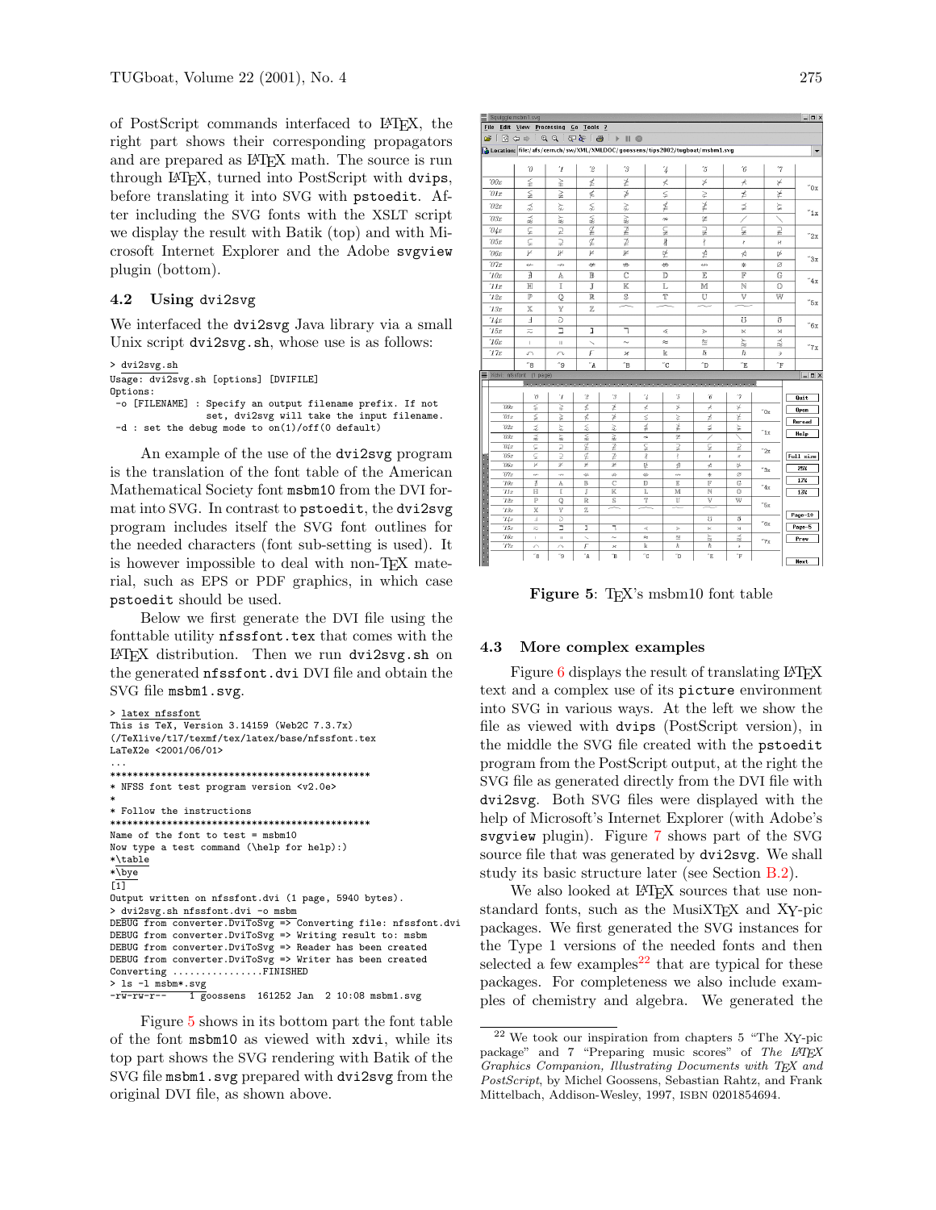of PostScript commands interfaced to LaTeX, the right part shows their corresponding propagators and are prepared as LaTeX math. The source is run through LaTeX, turned into PostScript with `dvips`, before translating it into SVG with `pstoedit`. After including the SVG fonts with the XSLT script we display the result with Batik (top) and with Microsoft Internet Explorer and the Adobe `svgview` plugin (bottom).

### 4.2 Using `dvi2svg`

We interfaced the `dvi2svg` Java library via a small Unix script `dvi2svg.sh`, whose use is as follows:

```
> dvi2svg.sh
Usage: dvi2svg.sh [options] [DVIFILE]
Options:
 -o [FILENAME] : Specify an output filename prefix. If not
                 set, dvi2svg will take the input filename.
 -d : set the debug mode to on(1)/off(0 default)
```

An example of the use of the `dvi2svg` program is the translation of the font table of the American Mathematical Society font `msbm10` from the DVI format into SVG. In contrast to `pstoedit`, the `dvi2svg` program includes itself the SVG font outlines for the needed characters (font sub-setting is used). It is however impossible to deal with non-TeX material, such as EPS or PDF graphics, in which case `pstoedit` should be used.

Below we first generate the DVI file using the fonttable utility `nfssfont.tex` that comes with the LaTeX distribution. Then we run `dvi2svg.sh` on the generated `nfssfont.dvi` DVI file and obtain the SVG file `msbm1.svg`.

```
> latex nfssfont
This is TeX, Version 3.14159 (Web2C 7.3.7x)
(/TeXlive/tl7/texmf/tex/latex/base/nfssfont.tex
LaTeX2e <2001/06/01>
...
*************************************************
* NFSS font test program version <v2.0e>
*
* Follow the instructions
*************************************************
Name of the font to test = msbm10
Now type a test command (\help for help):)
*\table
*\bye
[1]
Output written on nfssfont.dvi (1 page, 5940 bytes).
> dvi2svg.sh nfssfont.dvi -o msbm
DEBUG from converter.DviToSvg => Converting file: nfssfont.dvi
DEBUG from converter.DviToSvg => Writing result to: msbm
DEBUG from converter.DviToSvg => Reader has been created
DEBUG from converter.DviToSvg => Writer has been created
Converting ................FINISHED
> ls -l msbm*.svg
-rw-rw-r--   1 goossens  161252 Jan  2 10:08 msbm1.svg
```

Figure 5 shows in its bottom part the font table of the font `msbm10` as viewed with `xdvi`, while its top part shows the SVG rendering with Batik of the SVG file `msbm1.svg` prepared with `dvi2svg` from the original DVI file, as shown above.

**Figure 5**: TeX's msbm10 font table

### 4.3 More complex examples

Figure 6 displays the result of translating LaTeX text and a complex use of its `picture` environment into SVG in various ways. At the left we show the file as viewed with `dvips` (PostScript version), in the middle the SVG file created with the `pstoedit` program from the PostScript output, at the right the SVG file as generated directly from the DVI file with `dvi2svg`. Both SVG files were displayed with the help of Microsoft's Internet Explorer (with Adobe's `svgview` plugin). Figure 7 shows part of the SVG source file that was generated by `dvi2svg`. We shall study its basic structure later (see Section B.2).

We also looked at LaTeX sources that use non-standard fonts, such as the MusiXTeX and XY-pic packages. We first generated the SVG instances for the Type 1 versions of the needed fonts and then selected a few examples[22] that are typical for these packages. For completeness we also include examples of chemistry and algebra. We generated the

[22] We took our inspiration from chapters 5 "The XY-pic package" and 7 "Preparing music scores" of *The LaTeX Graphics Companion, Illustrating Documents with TeX and PostScript*, by Michel Goossens, Sebastian Rahtz, and Frank Mittelbach, Addison-Wesley, 1997, ISBN 0201854694.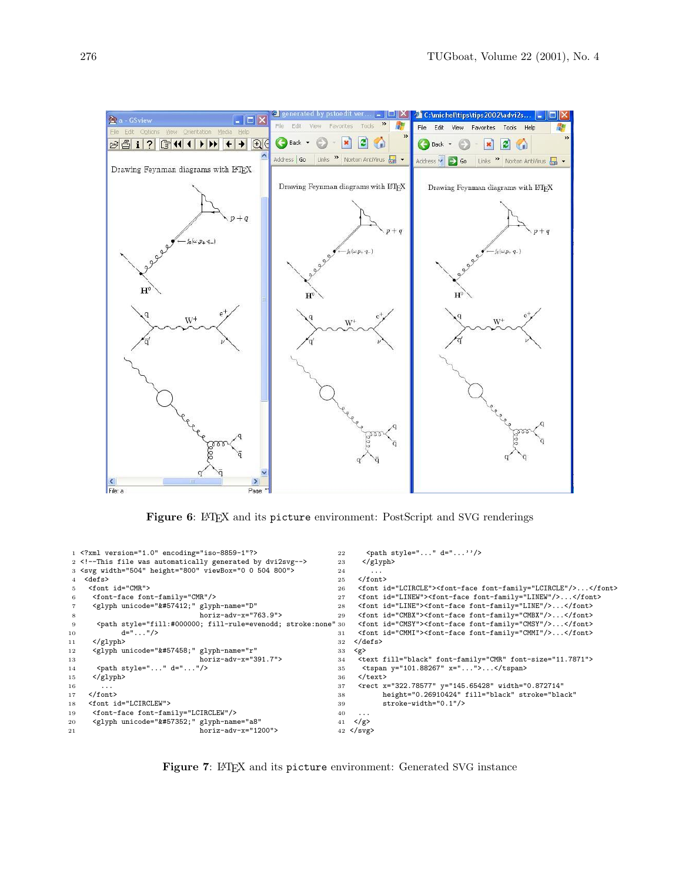Figure 6: LaTeX and its `picture` environment: PostScript and SVG renderings

```
 1 <?xml version="1.0" encoding="iso-8859-1"?>
 2 <!--This file was automatically generated by dvi2svg-->
 3 <svg width="504" height="800" viewBox="0 0 504 800">
 4  <defs>
 5   <font id="CMR">
 6    <font-face font-family="CMR"/>
 7    <glyph unicode="&#57412;" glyph-name="D"
 8                               horiz-adv-x="763.9">
 9     <path style="fill:#000000; fill-rule=evenodd; stroke:none"
10           d="..."/>
11    </glyph>
12    <glyph unicode="&#57458;" glyph-name="r"
13                               horiz-adv-x="391.7">
14     <path style="..." d="..."/>
15    </glyph>
16     ...
17   </font>
18   <font id="LCIRCLEW">
19    <font-face font-family="LCIRCLEW"/>
20    <glyph unicode="&#57352;" glyph-name="a8"
21                               horiz-adv-x="1200">
22     <path style="..." d="...''/>
23    </glyph>
24     ...
25   </font>
26   <font id="LCIRCLE"><font-face font-family="LCIRCLE"/>...</font>
27   <font id="LINEW"><font-face font-family="LINEW"/>...</font>
28   <font id="LINE"><font-face font-family="LINE"/>...</font>
29   <font id="CMBX"><font-face font-family="CMBX"/>...</font>
30   <font id="CMSY"><font-face font-family="CMSY"/>...</font>
31   <font id="CMMI"><font-face font-family="CMMI"/>...</font>
32  </defs>
33  <g>
34   <text fill="black" font-family="CMR" font-size="11.7871">
35    <tspan y="101.88267" x="...">...</tspan>
36   </text>
37   <rect x="322.78577" y="145.65428" width="0.872714"
38         height="0.26910424" fill="black" stroke="black"
39         stroke-width="0.1"/>
40   ...
41  </g>
42 </svg>
```

Figure 7: LaTeX and its `picture` environment: Generated SVG instance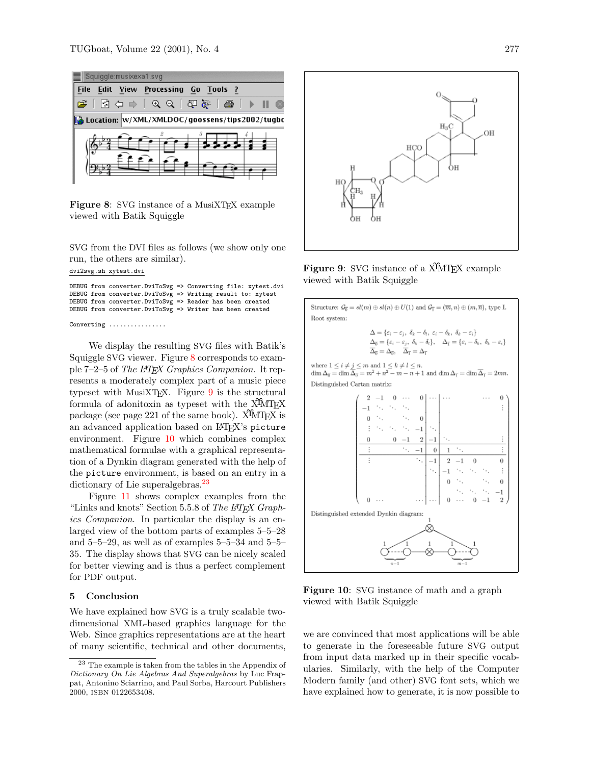**Figure 8**: SVG instance of a MusiXTEX example viewed with Batik Squiggle

SVG from the DVI files as follows (we show only one run, the others are similar).

```
dvi2svg.sh xytest.dvi

DEBUG from converter.DviToSvg => Converting file: xytest.dvi
DEBUG from converter.DviToSvg => Writing result to: xytest
DEBUG from converter.DviToSvg => Reader has been created
DEBUG from converter.DviToSvg => Writer has been created

Converting ................
```

We display the resulting SVG files with Batik's Squiggle SVG viewer. Figure 8 corresponds to example 7–2–5 of *The LATEX Graphics Companion*. It represents a moderately complex part of a music piece typeset with MusiXTEX. Figure 9 is the structural formula of adonitoxin as typeset with the XΥMTEX package (see page 221 of the same book). XΥMTEX is an advanced application based on LATEX's `picture` environment. Figure 10 which combines complex mathematical formulae with a graphical representation of a Dynkin diagram generated with the help of the `picture` environment, is based on an entry in a dictionary of Lie superalgebras.[23]

Figure 11 shows complex examples from the "Links and knots" Section 5.5.8 of *The LATEX Graphics Companion*. In particular the display is an enlarged view of the bottom parts of examples 5–5–28 and 5–5–29, as well as of examples 5–5–34 and 5–5–35. The display shows that SVG can be nicely scaled for better viewing and is thus a perfect complement for PDF output.

## 5 Conclusion

We have explained how SVG is a truly scalable two-dimensional XML-based graphics language for the Web. Since graphics representations are at the heart of many scientific, technical and other documents,

[23] The example is taken from the tables in the Appendix of *Dictionary On Lie Algebras And Superalgebras* by Luc Frappat, Antonino Sciarrino, and Paul Sorba, Harcourt Publishers 2000, ISBN 0122653408.

**Figure 9**: SVG instance of a XΥMTEX example viewed with Batik Squiggle

**Figure 10**: SVG instance of math and a graph viewed with Batik Squiggle

we are convinced that most applications will be able to generate in the foreseeable future SVG output from input data marked up in their specific vocabularies. Similarly, with the help of the Computer Modern family (and other) SVG font sets, which we have explained how to generate, it is now possible to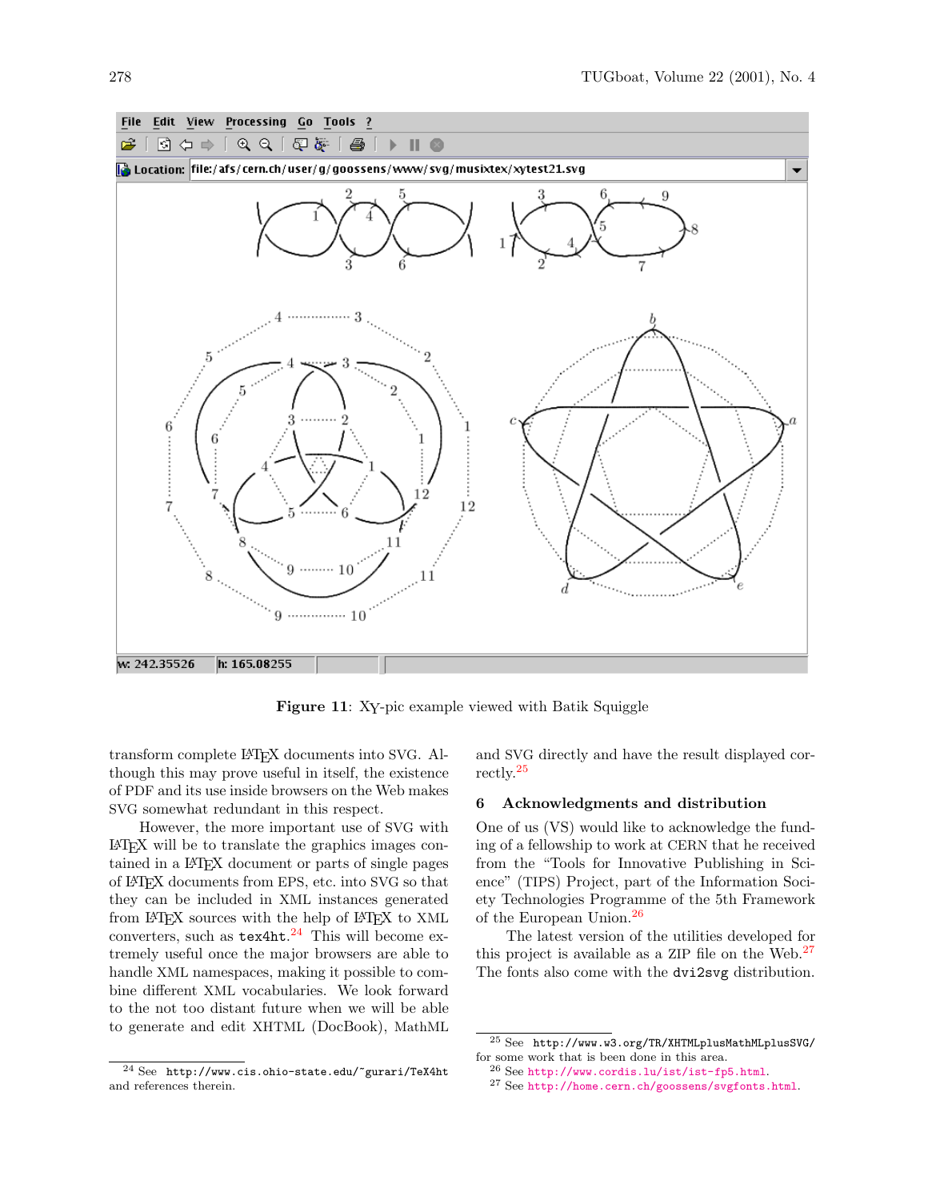**Figure 11**: XY-pic example viewed with Batik Squiggle

transform complete LaTeX documents into SVG. Although this may prove useful in itself, the existence of PDF and its use inside browsers on the Web makes SVG somewhat redundant in this respect.

However, the more important use of SVG with LaTeX will be to translate the graphics images contained in a LaTeX document or parts of single pages of LaTeX documents from EPS, etc. into SVG so that they can be included in XML instances generated from LaTeX sources with the help of LaTeX to XML converters, such as `tex4ht`.[24] This will become extremely useful once the major browsers are able to handle XML namespaces, making it possible to combine different XML vocabularies. We look forward to the not too distant future when we will be able to generate and edit XHTML (DocBook), MathML and SVG directly and have the result displayed correctly.[25]

## 6 Acknowledgments and distribution

One of us (VS) would like to acknowledge the funding of a fellowship to work at CERN that he received from the "Tools for Innovative Publishing in Science" (TIPS) Project, part of the Information Society Technologies Programme of the 5th Framework of the European Union.[26]

The latest version of the utilities developed for this project is available as a ZIP file on the Web.[27] The fonts also come with the `dvi2svg` distribution.

---

[24] See `http://www.cis.ohio-state.edu/~gurari/TeX4ht` and references therein.

[25] See `http://www.w3.org/TR/XHTMLplusMathMLplusSVG/` for some work that is been done in this area.

[26] See `http://www.cordis.lu/ist/ist-fp5.html`.

[27] See `http://home.cern.ch/goossens/svgfonts.html`.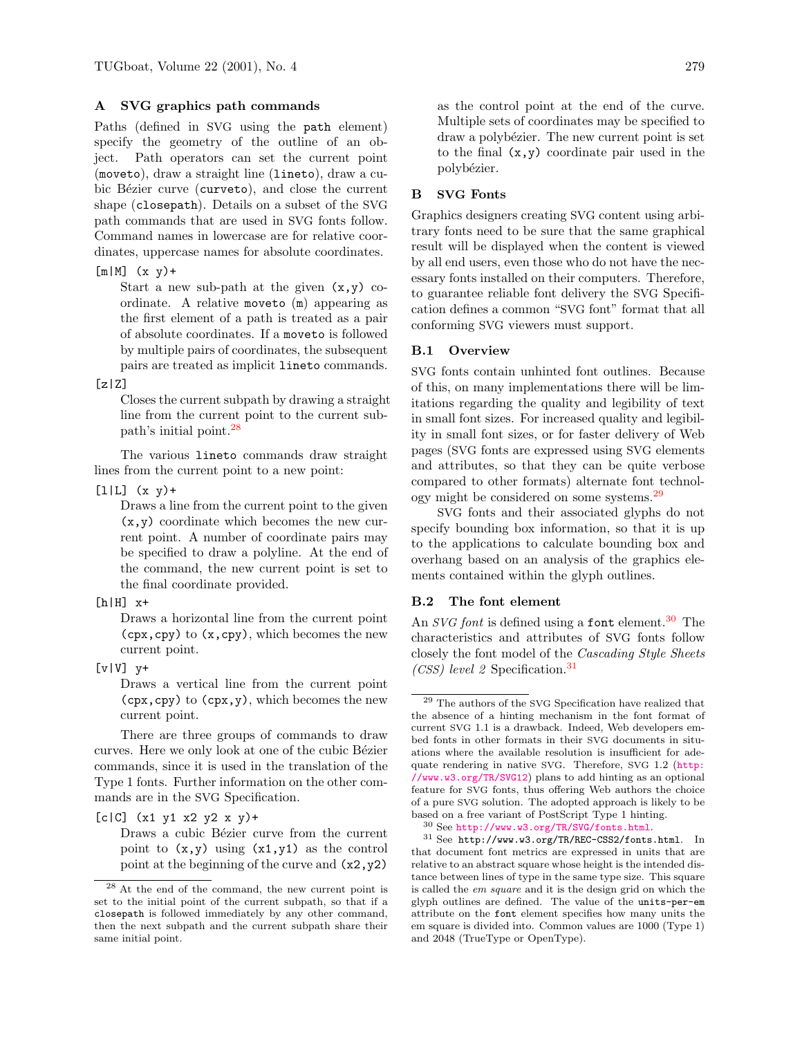## A SVG graphics path commands

Paths (defined in SVG using the `path` element) specify the geometry of the outline of an object. Path operators can set the current point (`moveto`), draw a straight line (`lineto`), draw a cubic Bézier curve (`curveto`), and close the current shape (`closepath`). Details on a subset of the SVG path commands that are used in SVG fonts follow. Command names in lowercase are for relative coordinates, uppercase names for absolute coordinates.

`[m|M] (x y)+`
: Start a new sub-path at the given `(x,y)` coordinate. A relative `moveto` (`m`) appearing as the first element of a path is treated as a pair of absolute coordinates. If a `moveto` is followed by multiple pairs of coordinates, the subsequent pairs are treated as implicit `lineto` commands.

`[z|Z]`
: Closes the current subpath by drawing a straight line from the current point to the current subpath's initial point.[28]

The various `lineto` commands draw straight lines from the current point to a new point:

`[l|L] (x y)+`
: Draws a line from the current point to the given `(x,y)` coordinate which becomes the new current point. A number of coordinate pairs may be specified to draw a polyline. At the end of the command, the new current point is set to the final coordinate provided.

`[h|H] x+`
: Draws a horizontal line from the current point `(cpx,cpy)` to `(x,cpy)`, which becomes the new current point.

`[v|V] y+`
: Draws a vertical line from the current point `(cpx,cpy)` to `(cpx,y)`, which becomes the new current point.

There are three groups of commands to draw curves. Here we only look at one of the cubic Bézier commands, since it is used in the translation of the Type 1 fonts. Further information on the other commands are in the SVG Specification.

`[c|C] (x1 y1 x2 y2 x y)+`
: Draws a cubic Bézier curve from the current point to `(x,y)` using `(x1,y1)` as the control point at the beginning of the curve and `(x2,y2)` as the control point at the end of the curve. Multiple sets of coordinates may be specified to draw a polybézier. The new current point is set to the final `(x,y)` coordinate pair used in the polybézier.

## B SVG Fonts

Graphics designers creating SVG content using arbitrary fonts need to be sure that the same graphical result will be displayed when the content is viewed by all end users, even those who do not have the necessary fonts installed on their computers. Therefore, to guarantee reliable font delivery the SVG Specification defines a common "SVG font" format that all conforming SVG viewers must support.

### B.1 Overview

SVG fonts contain unhinted font outlines. Because of this, on many implementations there will be limitations regarding the quality and legibility of text in small font sizes. For increased quality and legibility in small font sizes, or for faster delivery of Web pages (SVG fonts are expressed using SVG elements and attributes, so that they can be quite verbose compared to other formats) alternate font technology might be considered on some systems.[29]

SVG fonts and their associated glyphs do not specify bounding box information, so that it is up to the applications to calculate bounding box and overhang based on an analysis of the graphics elements contained within the glyph outlines.

### B.2 The font element

An *SVG font* is defined using a `font` element.[30] The characteristics and attributes of SVG fonts follow closely the font model of the *Cascading Style Sheets (CSS) level 2* Specification.[31]

---

[28] At the end of the command, the new current point is set to the initial point of the current subpath, so that if a `closepath` is followed immediately by any other command, then the next subpath and the current subpath share their same initial point.

[29] The authors of the SVG Specification have realized that the absence of a hinting mechanism in the font format of current SVG 1.1 is a drawback. Indeed, Web developers embed fonts in other formats in their SVG documents in situations where the available resolution is insufficient for adequate rendering in native SVG. Therefore, SVG 1.2 (http://www.w3.org/TR/SVG12) plans to add hinting as an optional feature for SVG fonts, thus offering Web authors the choice of a pure SVG solution. The adopted approach is likely to be based on a free variant of PostScript Type 1 hinting.

[30] See http://www.w3.org/TR/SVG/fonts.html.

[31] See `http://www.w3.org/TR/REC-CSS2/fonts.html`. In that document font metrics are expressed in units that are relative to an abstract square whose height is the intended distance between lines of type in the same type size. This square is called the *em square* and it is the design grid on which the glyph outlines are defined. The value of the `units-per-em` attribute on the `font` element specifies how many units the em square is divided into. Common values are 1000 (Type 1) and 2048 (TrueType or OpenType).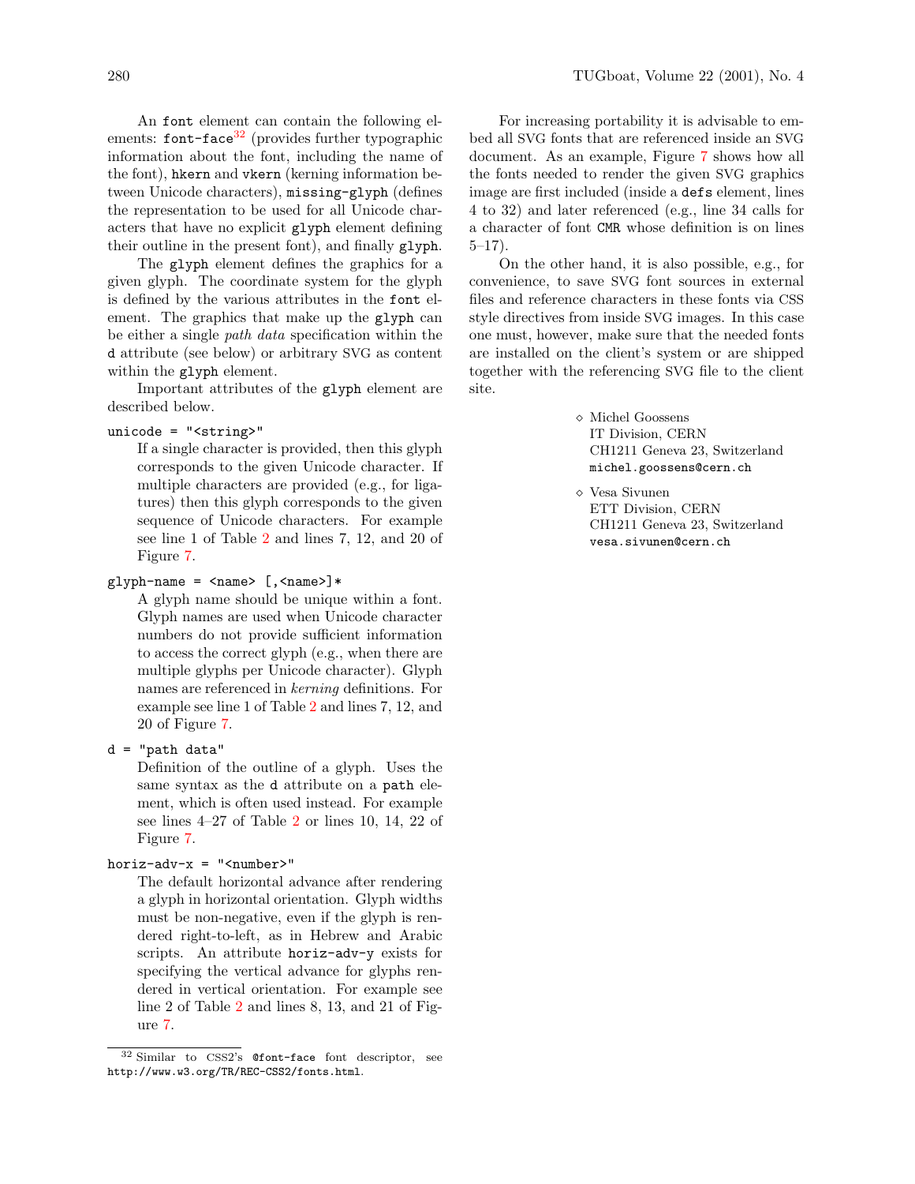An `font` element can contain the following elements: `font-face`[32] (provides further typographic information about the font, including the name of the font), `hkern` and `vkern` (kerning information between Unicode characters), `missing-glyph` (defines the representation to be used for all Unicode characters that have no explicit `glyph` element defining their outline in the present font), and finally `glyph`.

The `glyph` element defines the graphics for a given glyph. The coordinate system for the glyph is defined by the various attributes in the `font` element. The graphics that make up the `glyph` can be either a single *path data* specification within the `d` attribute (see below) or arbitrary SVG as content within the `glyph` element.

Important attributes of the `glyph` element are described below.

`unicode = "<string>"`
: If a single character is provided, then this glyph corresponds to the given Unicode character. If multiple characters are provided (e.g., for ligatures) then this glyph corresponds to the given sequence of Unicode characters. For example see line 1 of Table 2 and lines 7, 12, and 20 of Figure 7.

`glyph-name = <name> [,<name>]*`
: A glyph name should be unique within a font. Glyph names are used when Unicode character numbers do not provide sufficient information to access the correct glyph (e.g., when there are multiple glyphs per Unicode character). Glyph names are referenced in *kerning* definitions. For example see line 1 of Table 2 and lines 7, 12, and 20 of Figure 7.

`d = "path data"`
: Definition of the outline of a glyph. Uses the same syntax as the `d` attribute on a `path` element, which is often used instead. For example see lines 4–27 of Table 2 or lines 10, 14, 22 of Figure 7.

`horiz-adv-x = "<number>"`
: The default horizontal advance after rendering a glyph in horizontal orientation. Glyph widths must be non-negative, even if the glyph is rendered right-to-left, as in Hebrew and Arabic scripts. An attribute `horiz-adv-y` exists for specifying the vertical advance for glyphs rendered in vertical orientation. For example see line 2 of Table 2 and lines 8, 13, and 21 of Figure 7.

For increasing portability it is advisable to embed all SVG fonts that are referenced inside an SVG document. As an example, Figure 7 shows how all the fonts needed to render the given SVG graphics image are first included (inside a `defs` element, lines 4 to 32) and later referenced (e.g., line 34 calls for a character of font `CMR` whose definition is on lines 5–17).

On the other hand, it is also possible, e.g., for convenience, to save SVG font sources in external files and reference characters in these fonts via CSS style directives from inside SVG images. In this case one must, however, make sure that the needed fonts are installed on the client's system or are shipped together with the referencing SVG file to the client site.

◇ Michel Goossens
IT Division, CERN
CH1211 Geneva 23, Switzerland
`michel.goossens@cern.ch`

◇ Vesa Sivunen
ETT Division, CERN
CH1211 Geneva 23, Switzerland
`vesa.sivunen@cern.ch`

---

[32] Similar to CSS2's `@font-face` font descriptor, see `http://www.w3.org/TR/REC-CSS2/fonts.html`.